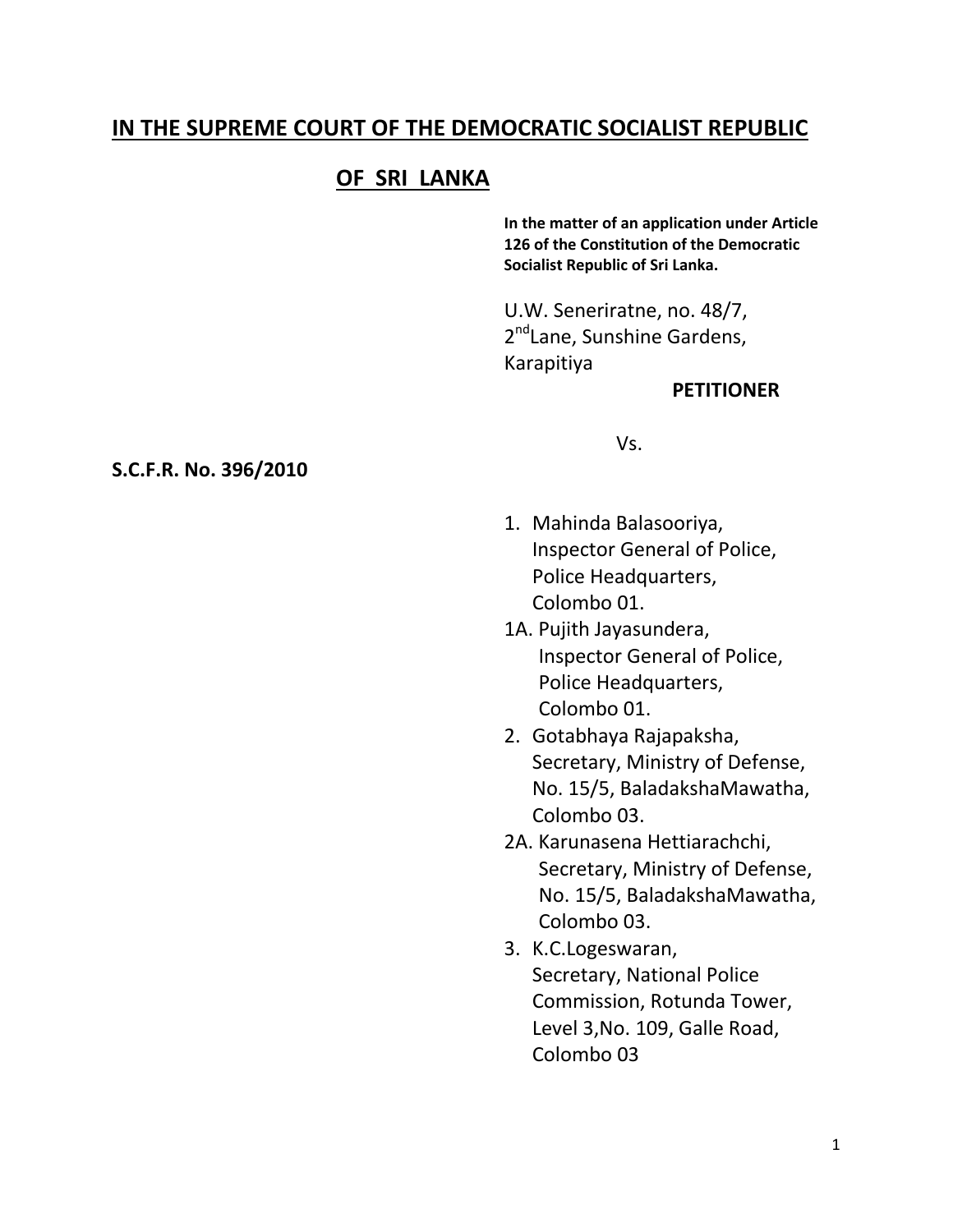# IN THE SUPREME COURT OF THE DEMOCRATIC SOCIALIST REPUBLIC OF SRI LANKA

**In the matter of an application under Article 126 of the Constitution of the Democratic Socialist Republic of Sri Lanka.**

U.W. Seneriratne, no. 48/7,
2nd Lane, Sunshine Gardens,
Karapitiya

**PETITIONER**

Vs.

**S.C.F.R. No. 396/2010**

1. Mahinda Balasooriya,
   Inspector General of Police,
   Police Headquarters,
   Colombo 01.

1A. Pujith Jayasundera,
   Inspector General of Police,
   Police Headquarters,
   Colombo 01.

2. Gotabhaya Rajapaksha,
   Secretary, Ministry of Defense,
   No. 15/5, BaladakshaMawatha,
   Colombo 03.

2A. Karunasena Hettiarachchi,
   Secretary, Ministry of Defense,
   No. 15/5, BaladakshaMawatha,
   Colombo 03.

3. K.C.Logeswaran,
   Secretary, National Police
   Commission, Rotunda Tower,
   Level 3,No. 109, Galle Road,
   Colombo 03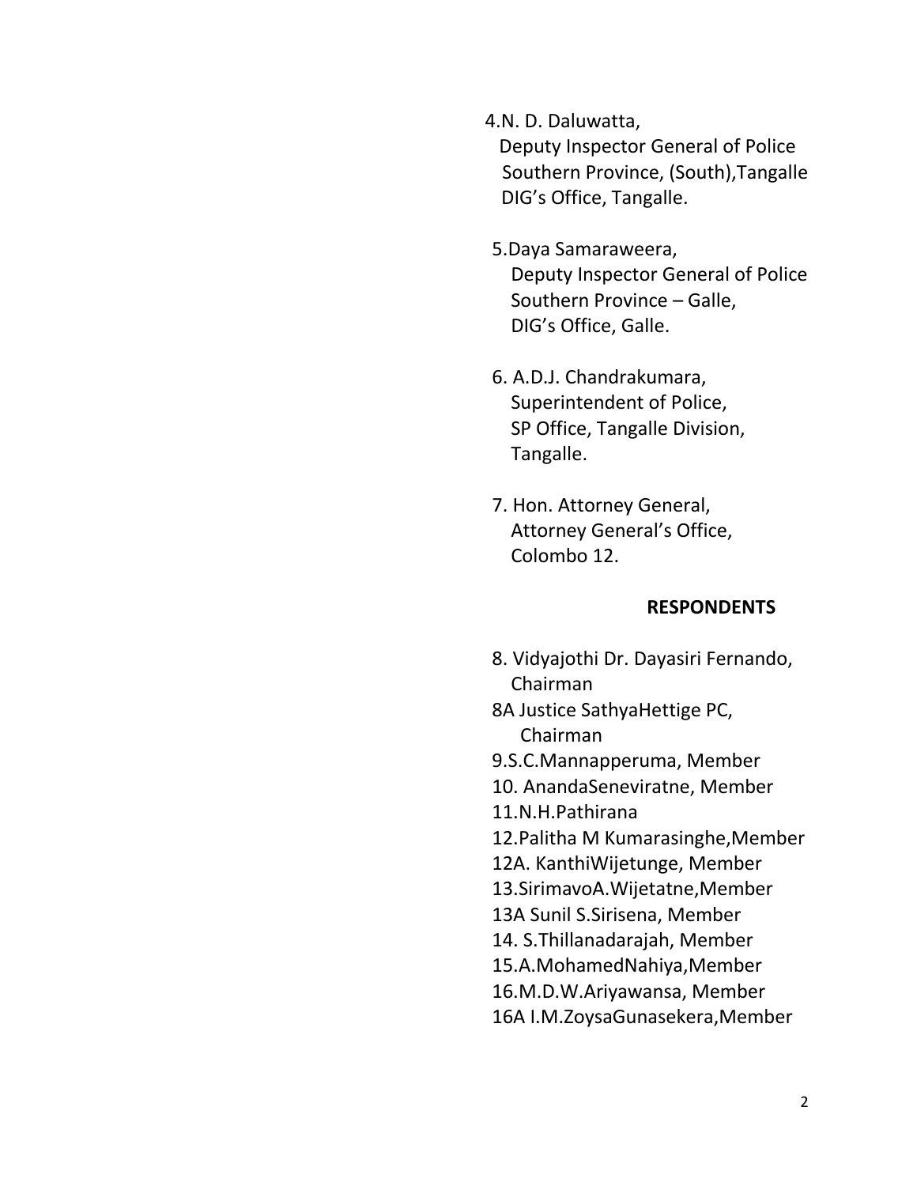4.N. D. Daluwatta,
Deputy Inspector General of Police
Southern Province, (South),Tangalle
DIG's Office, Tangalle.

5.Daya Samaraweera,
Deputy Inspector General of Police
Southern Province – Galle,
DIG's Office, Galle.

6. A.D.J. Chandrakumara,
Superintendent of Police,
SP Office, Tangalle Division,
Tangalle.

7. Hon. Attorney General,
Attorney General's Office,
Colombo 12.

**RESPONDENTS**

8. Vidyajothi Dr. Dayasiri Fernando,
Chairman
8A Justice SathyaHettige PC,
Chairman
9.S.C.Mannapperuma, Member
10. AnandaSeneviratne, Member
11.N.H.Pathirana
12.Palitha M Kumarasinghe,Member
12A. KanthiWijetunge, Member
13.SirimavoA.Wijetatne,Member
13A Sunil S.Sirisena, Member
14. S.Thillanadarajah, Member
15.A.MohamedNahiya,Member
16.M.D.W.Ariyawansa, Member
16A I.M.ZoysaGunasekera,Member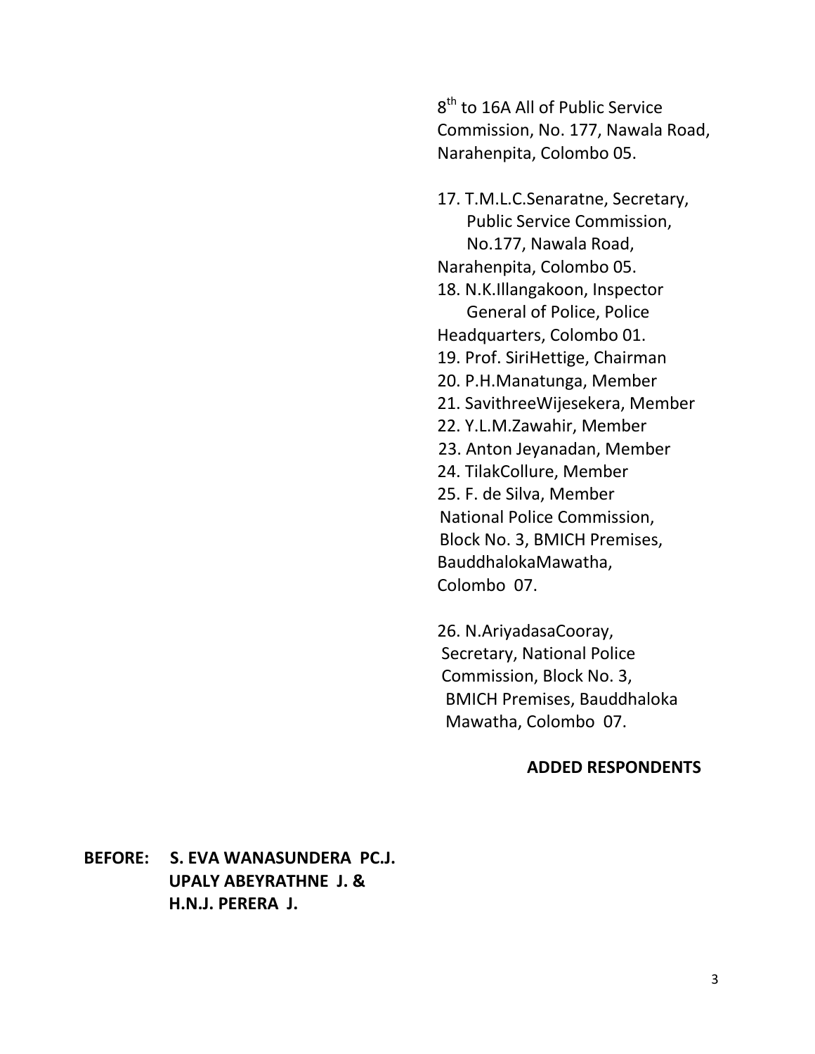8th to 16A All of Public Service Commission, No. 177, Nawala Road, Narahenpita, Colombo 05.

17. T.M.L.C.Senaratne, Secretary, Public Service Commission, No.177, Nawala Road, Narahenpita, Colombo 05.
18. N.K.Illangakoon, Inspector General of Police, Police Headquarters, Colombo 01.
19. Prof. SiriHettige, Chairman
20. P.H.Manatunga, Member
21. SavithreeWijesekera, Member
22. Y.L.M.Zawahir, Member
23. Anton Jeyanadan, Member
24. TilakCollure, Member
25. F. de Silva, Member

National Police Commission, Block No. 3, BMICH Premises, BauddhalokaMawatha, Colombo 07.

26. N.AriyadasaCooray, Secretary, National Police Commission, Block No. 3, BMICH Premises, Bauddhaloka Mawatha, Colombo 07.

**ADDED RESPONDENTS**

**BEFORE: S. EVA WANASUNDERA PC.J.**
**UPALY ABEYRATHNE J. &**
**H.N.J. PERERA J.**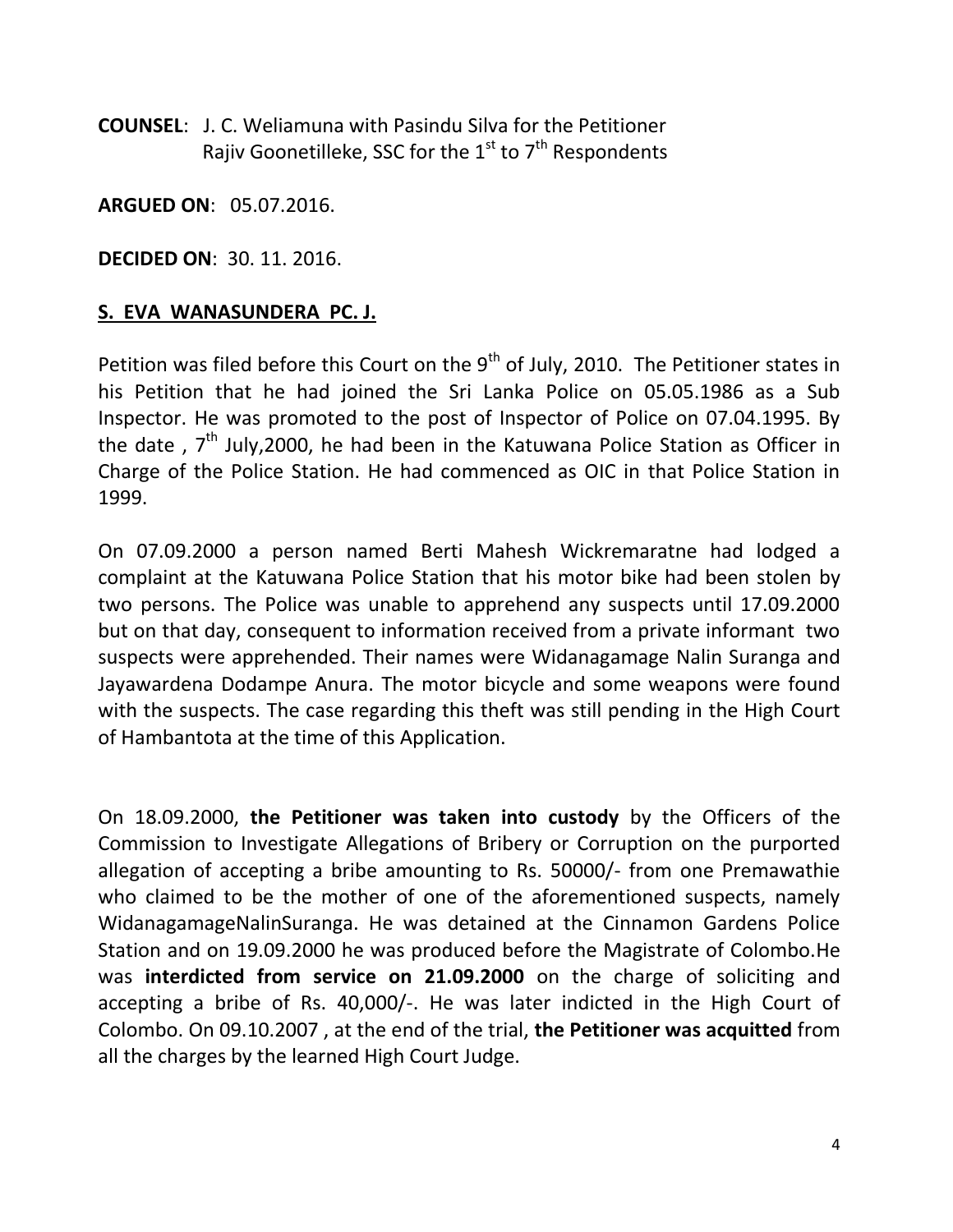**COUNSEL**: J. C. Weliamuna with Pasindu Silva for the Petitioner
Rajiv Goonetilleke, SSC for the 1st to 7th Respondents

**ARGUED ON**: 05.07.2016.

**DECIDED ON**: 30. 11. 2016.

**S. EVA WANASUNDERA PC. J.**

Petition was filed before this Court on the 9th of July, 2010. The Petitioner states in his Petition that he had joined the Sri Lanka Police on 05.05.1986 as a Sub Inspector. He was promoted to the post of Inspector of Police on 07.04.1995. By the date , 7th July,2000, he had been in the Katuwana Police Station as Officer in Charge of the Police Station. He had commenced as OIC in that Police Station in 1999.

On 07.09.2000 a person named Berti Mahesh Wickremaratne had lodged a complaint at the Katuwana Police Station that his motor bike had been stolen by two persons. The Police was unable to apprehend any suspects until 17.09.2000 but on that day, consequent to information received from a private informant two suspects were apprehended. Their names were Widanagamage Nalin Suranga and Jayawardena Dodampe Anura. The motor bicycle and some weapons were found with the suspects. The case regarding this theft was still pending in the High Court of Hambantota at the time of this Application.

On 18.09.2000, **the Petitioner was taken into custody** by the Officers of the Commission to Investigate Allegations of Bribery or Corruption on the purported allegation of accepting a bribe amounting to Rs. 50000/- from one Premawathie who claimed to be the mother of one of the aforementioned suspects, namely WidanagamageNalinSuranga. He was detained at the Cinnamon Gardens Police Station and on 19.09.2000 he was produced before the Magistrate of Colombo.He was **interdicted from service on 21.09.2000** on the charge of soliciting and accepting a bribe of Rs. 40,000/-. He was later indicted in the High Court of Colombo. On 09.10.2007 , at the end of the trial, **the Petitioner was acquitted** from all the charges by the learned High Court Judge.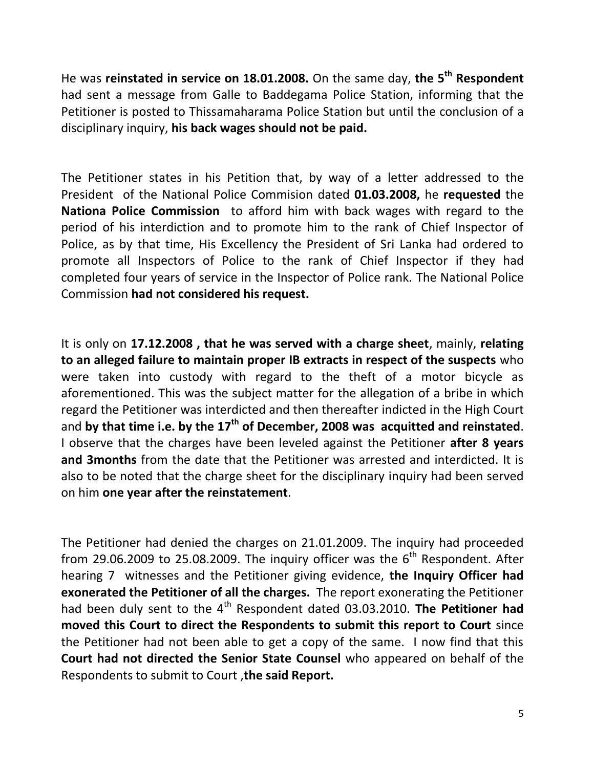He was **reinstated in service on 18.01.2008.** On the same day, **the 5th Respondent** had sent a message from Galle to Baddegama Police Station, informing that the Petitioner is posted to Thissamaharama Police Station but until the conclusion of a disciplinary inquiry, **his back wages should not be paid.**

The Petitioner states in his Petition that, by way of a letter addressed to the President of the National Police Commision dated **01.03.2008,** he **requested** the **Nationa Police Commission** to afford him with back wages with regard to the period of his interdiction and to promote him to the rank of Chief Inspector of Police, as by that time, His Excellency the President of Sri Lanka had ordered to promote all Inspectors of Police to the rank of Chief Inspector if they had completed four years of service in the Inspector of Police rank. The National Police Commission **had not considered his request.**

It is only on **17.12.2008 , that he was served with a charge sheet**, mainly, **relating to an alleged failure to maintain proper IB extracts in respect of the suspects** who were taken into custody with regard to the theft of a motor bicycle as aforementioned. This was the subject matter for the allegation of a bribe in which regard the Petitioner was interdicted and then thereafter indicted in the High Court and **by that time i.e. by the 17th of December, 2008 was acquitted and reinstated**. I observe that the charges have been leveled against the Petitioner **after 8 years and 3months** from the date that the Petitioner was arrested and interdicted. It is also to be noted that the charge sheet for the disciplinary inquiry had been served on him **one year after the reinstatement**.

The Petitioner had denied the charges on 21.01.2009. The inquiry had proceeded from 29.06.2009 to 25.08.2009. The inquiry officer was the 6th Respondent. After hearing 7 witnesses and the Petitioner giving evidence, **the Inquiry Officer had exonerated the Petitioner of all the charges.** The report exonerating the Petitioner had been duly sent to the 4th Respondent dated 03.03.2010. **The Petitioner had moved this Court to direct the Respondents to submit this report to Court** since the Petitioner had not been able to get a copy of the same. I now find that this **Court had not directed the Senior State Counsel** who appeared on behalf of the Respondents to submit to Court ,**the said Report.**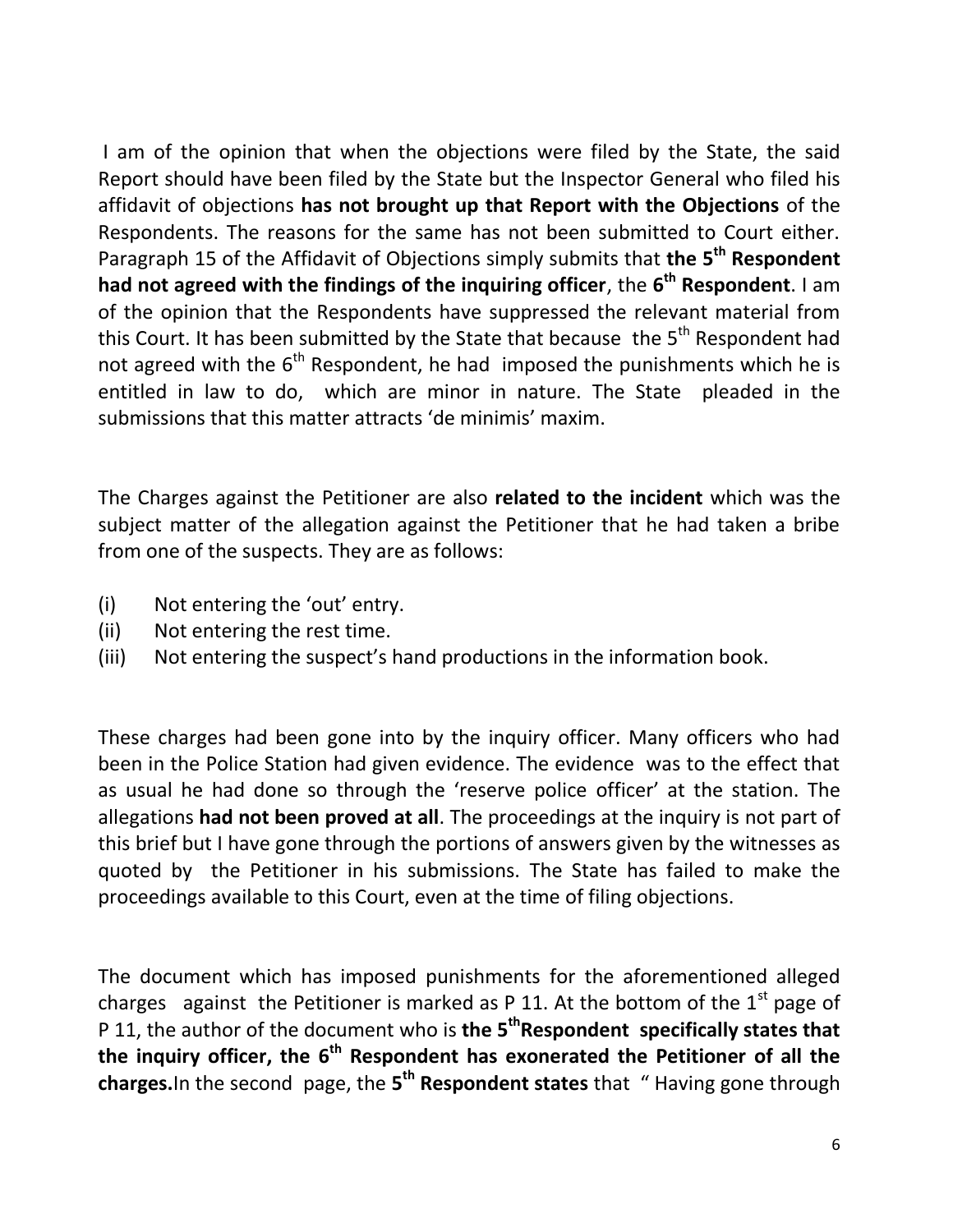I am of the opinion that when the objections were filed by the State, the said Report should have been filed by the State but the Inspector General who filed his affidavit of objections **has not brought up that Report with the Objections** of the Respondents. The reasons for the same has not been submitted to Court either. Paragraph 15 of the Affidavit of Objections simply submits that **the 5th Respondent had not agreed with the findings of the inquiring officer**, the **6th Respondent**. I am of the opinion that the Respondents have suppressed the relevant material from this Court. It has been submitted by the State that because the 5th Respondent had not agreed with the 6th Respondent, he had imposed the punishments which he is entitled in law to do, which are minor in nature. The State pleaded in the submissions that this matter attracts 'de minimis' maxim.

The Charges against the Petitioner are also **related to the incident** which was the subject matter of the allegation against the Petitioner that he had taken a bribe from one of the suspects. They are as follows:

(i) Not entering the 'out' entry.
(ii) Not entering the rest time.
(iii) Not entering the suspect's hand productions in the information book.

These charges had been gone into by the inquiry officer. Many officers who had been in the Police Station had given evidence. The evidence was to the effect that as usual he had done so through the 'reserve police officer' at the station. The allegations **had not been proved at all**. The proceedings at the inquiry is not part of this brief but I have gone through the portions of answers given by the witnesses as quoted by the Petitioner in his submissions. The State has failed to make the proceedings available to this Court, even at the time of filing objections.

The document which has imposed punishments for the aforementioned alleged charges against the Petitioner is marked as P 11. At the bottom of the 1st page of P 11, the author of the document who is **the 5th Respondent specifically states that the inquiry officer, the 6th Respondent has exonerated the Petitioner of all the charges.** In the second page, the **5th Respondent states** that " Having gone through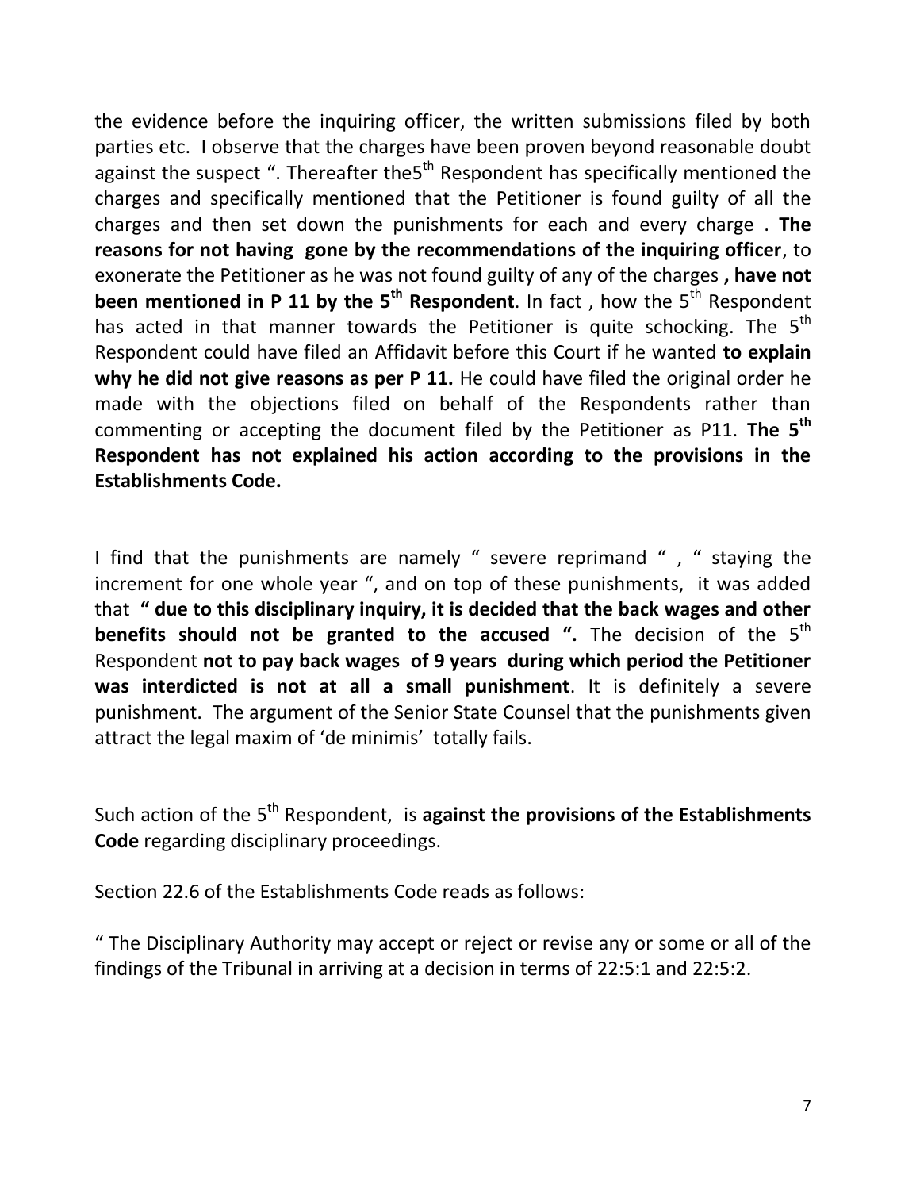the evidence before the inquiring officer, the written submissions filed by both parties etc. I observe that the charges have been proven beyond reasonable doubt against the suspect ". Thereafter the5th Respondent has specifically mentioned the charges and specifically mentioned that the Petitioner is found guilty of all the charges and then set down the punishments for each and every charge . **The reasons for not having gone by the recommendations of the inquiring officer**, to exonerate the Petitioner as he was not found guilty of any of the charges **, have not been mentioned in P 11 by the 5th Respondent**. In fact , how the 5th Respondent has acted in that manner towards the Petitioner is quite schocking. The 5th Respondent could have filed an Affidavit before this Court if he wanted **to explain why he did not give reasons as per P 11.** He could have filed the original order he made with the objections filed on behalf of the Respondents rather than commenting or accepting the document filed by the Petitioner as P11. **The 5th Respondent has not explained his action according to the provisions in the Establishments Code.**

I find that the punishments are namely " severe reprimand " , " staying the increment for one whole year ", and on top of these punishments, it was added that **" due to this disciplinary inquiry, it is decided that the back wages and other benefits should not be granted to the accused ".** The decision of the 5th Respondent **not to pay back wages of 9 years during which period the Petitioner was interdicted is not at all a small punishment**. It is definitely a severe punishment. The argument of the Senior State Counsel that the punishments given attract the legal maxim of 'de minimis' totally fails.

Such action of the 5th Respondent, is **against the provisions of the Establishments Code** regarding disciplinary proceedings.

Section 22.6 of the Establishments Code reads as follows:

" The Disciplinary Authority may accept or reject or revise any or some or all of the findings of the Tribunal in arriving at a decision in terms of 22:5:1 and 22:5:2.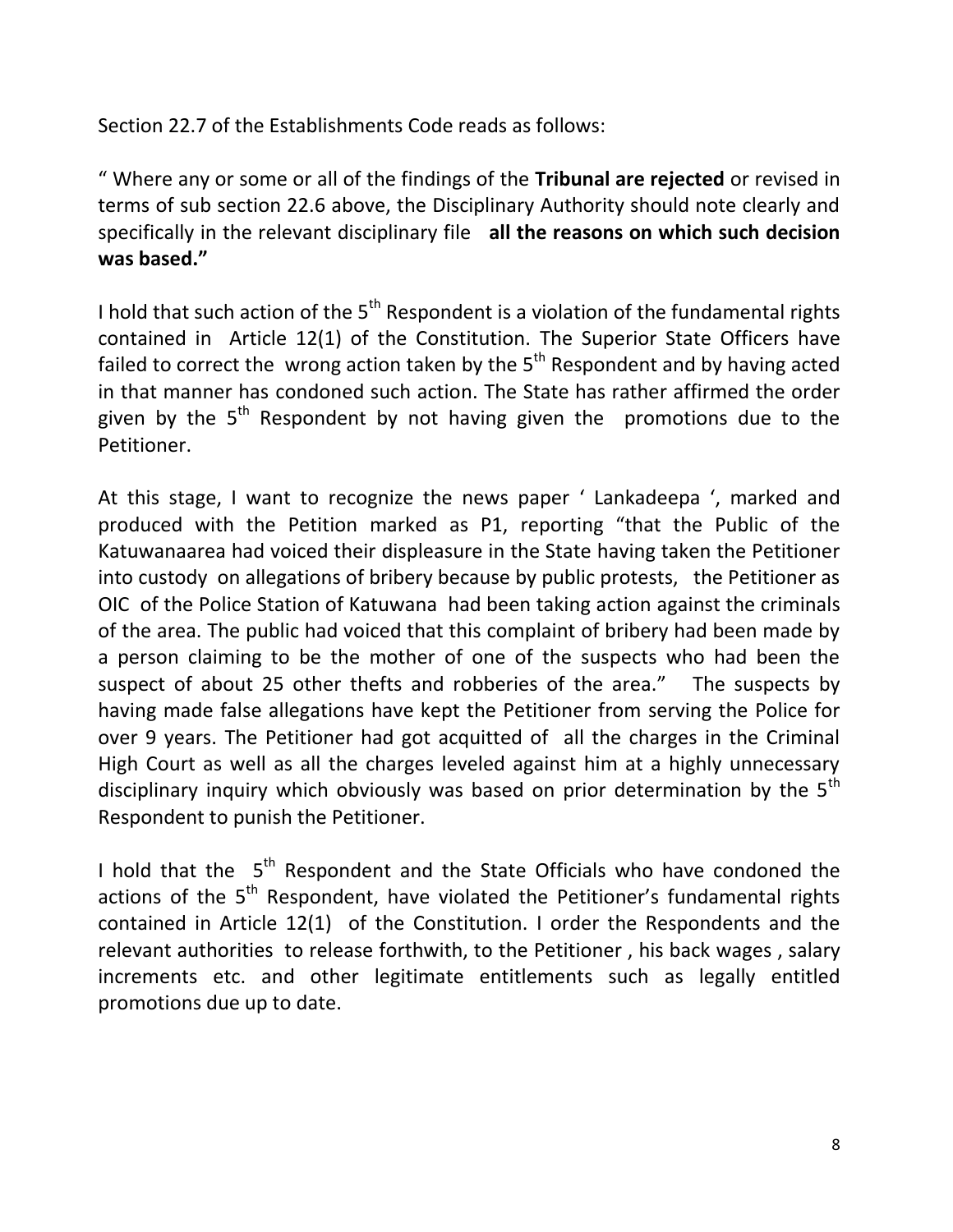Section 22.7 of the Establishments Code reads as follows:

" Where any or some or all of the findings of the **Tribunal are rejected** or revised in terms of sub section 22.6 above, the Disciplinary Authority should note clearly and specifically in the relevant disciplinary file **all the reasons on which such decision was based."**

I hold that such action of the 5th Respondent is a violation of the fundamental rights contained in Article 12(1) of the Constitution. The Superior State Officers have failed to correct the wrong action taken by the 5th Respondent and by having acted in that manner has condoned such action. The State has rather affirmed the order given by the 5th Respondent by not having given the promotions due to the Petitioner.

At this stage, I want to recognize the news paper ' Lankadeepa ', marked and produced with the Petition marked as P1, reporting "that the Public of the Katuwanaarea had voiced their displeasure in the State having taken the Petitioner into custody on allegations of bribery because by public protests, the Petitioner as OIC of the Police Station of Katuwana had been taking action against the criminals of the area. The public had voiced that this complaint of bribery had been made by a person claiming to be the mother of one of the suspects who had been the suspect of about 25 other thefts and robberies of the area." The suspects by having made false allegations have kept the Petitioner from serving the Police for over 9 years. The Petitioner had got acquitted of all the charges in the Criminal High Court as well as all the charges leveled against him at a highly unnecessary disciplinary inquiry which obviously was based on prior determination by the 5th Respondent to punish the Petitioner.

I hold that the 5th Respondent and the State Officials who have condoned the actions of the 5th Respondent, have violated the Petitioner's fundamental rights contained in Article 12(1) of the Constitution. I order the Respondents and the relevant authorities to release forthwith, to the Petitioner , his back wages , salary increments etc. and other legitimate entitlements such as legally entitled promotions due up to date.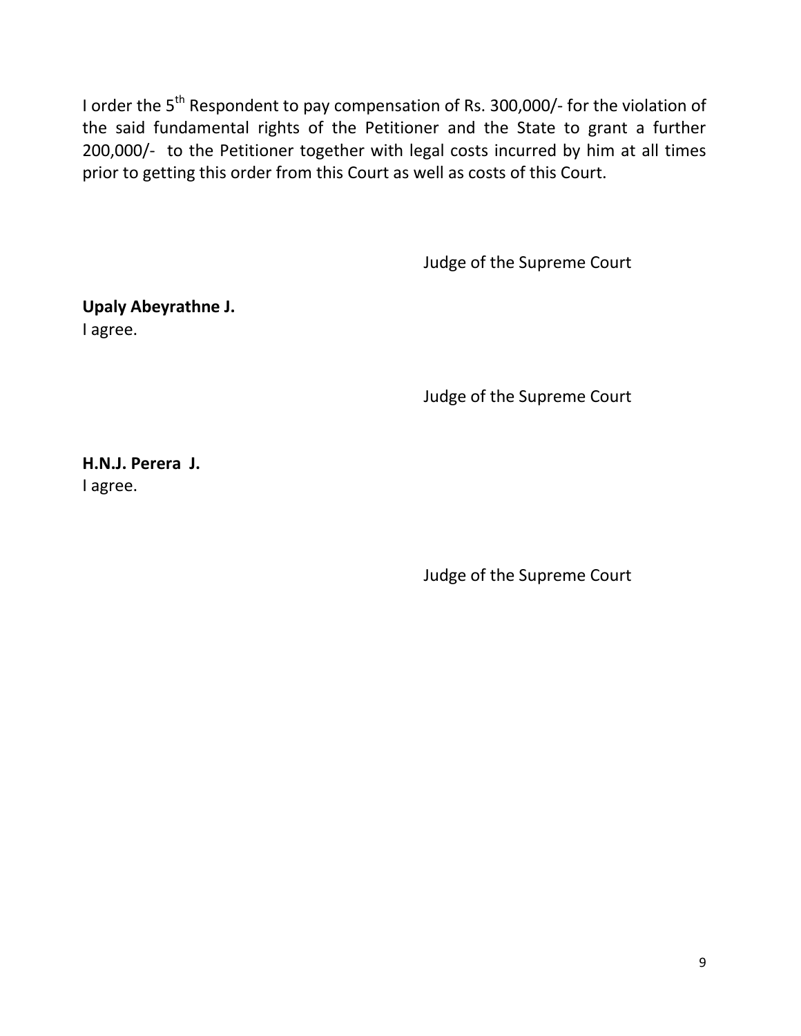I order the 5th Respondent to pay compensation of Rs. 300,000/- for the violation of the said fundamental rights of the Petitioner and the State to grant a further 200,000/- to the Petitioner together with legal costs incurred by him at all times prior to getting this order from this Court as well as costs of this Court.

Judge of the Supreme Court

**Upaly Abeyrathne J.**
I agree.

Judge of the Supreme Court

**H.N.J. Perera J.**
I agree.

Judge of the Supreme Court